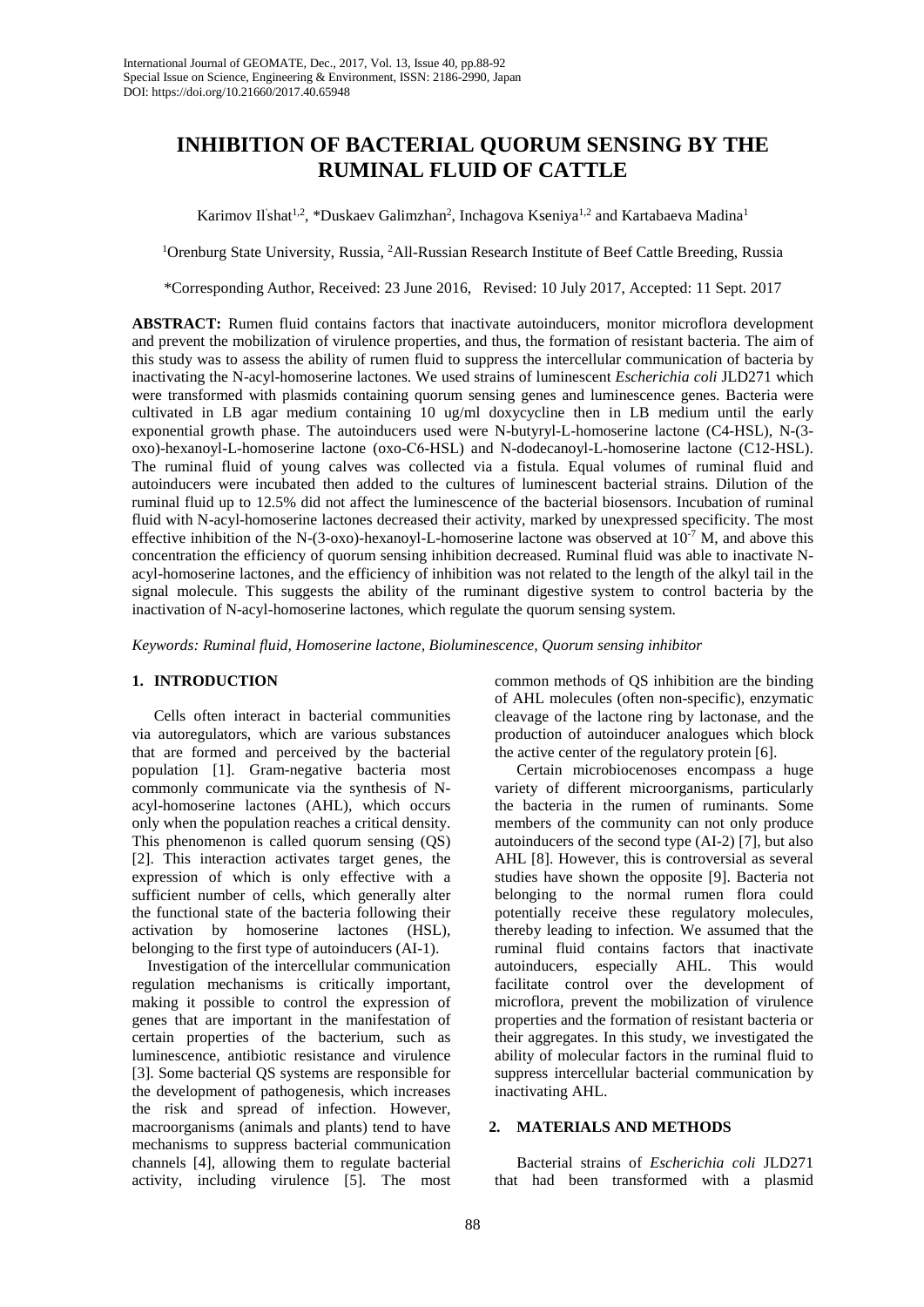# INHIBITION OF BACTERIAL QUORUM SENSING BY THE RUMINAL FLUID OF CATTLE

Karimov Il'shat[1,2], *Duskaev Galimzhan[2], Inchagova Kseniya[1,2] and Kartabaeva Madina[1]

[1]Orenburg State University, Russia, [2]All-Russian Research Institute of Beef Cattle Breeding, Russia

*Corresponding Author, Received: 23 June 2016, Revised: 10 July 2017, Accepted: 11 Sept. 2017

**ABSTRACT:** Rumen fluid contains factors that inactivate autoinducers, monitor microflora development and prevent the mobilization of virulence properties, and thus, the formation of resistant bacteria. The aim of this study was to assess the ability of rumen fluid to suppress the intercellular communication of bacteria by inactivating the N-acyl-homoserine lactones. We used strains of luminescent *Escherichia coli* JLD271 which were transformed with plasmids containing quorum sensing genes and luminescence genes. Bacteria were cultivated in LB agar medium containing 10 ug/ml doxycycline then in LB medium until the early exponential growth phase. The autoinducers used were N-butyryl-L-homoserine lactone (C4-HSL), N-(3-oxo)-hexanoyl-L-homoserine lactone (oxo-C6-HSL) and N-dodecanoyl-L-homoserine lactone (C12-HSL). The ruminal fluid of young calves was collected via a fistula. Equal volumes of ruminal fluid and autoinducers were incubated then added to the cultures of luminescent bacterial strains. Dilution of the ruminal fluid up to 12.5% did not affect the luminescence of the bacterial biosensors. Incubation of ruminal fluid with N-acyl-homoserine lactones decreased their activity, marked by unexpressed specificity. The most effective inhibition of the N-(3-oxo)-hexanoyl-L-homoserine lactone was observed at $10^{-7}$ M, and above this concentration the efficiency of quorum sensing inhibition decreased. Ruminal fluid was able to inactivate N-acyl-homoserine lactones, and the efficiency of inhibition was not related to the length of the alkyl tail in the signal molecule. This suggests the ability of the ruminant digestive system to control bacteria by the inactivation of N-acyl-homoserine lactones, which regulate the quorum sensing system.

*Keywords: Ruminal fluid, Homoserine lactone, Bioluminescence, Quorum sensing inhibitor*

## 1. INTRODUCTION

Cells often interact in bacterial communities via autoregulators, which are various substances that are formed and perceived by the bacterial population [1]. Gram-negative bacteria most commonly communicate via the synthesis of N-acyl-homoserine lactones (AHL), which occurs only when the population reaches a critical density. This phenomenon is called quorum sensing (QS) [2]. This interaction activates target genes, the expression of which is only effective with a sufficient number of cells, which generally alter the functional state of the bacteria following their activation by homoserine lactones (HSL), belonging to the first type of autoinducers (AI-1).

Investigation of the intercellular communication regulation mechanisms is critically important, making it possible to control the expression of genes that are important in the manifestation of certain properties of the bacterium, such as luminescence, antibiotic resistance and virulence [3]. Some bacterial QS systems are responsible for the development of pathogenesis, which increases the risk and spread of infection. However, macroorganisms (animals and plants) tend to have mechanisms to suppress bacterial communication channels [4], allowing them to regulate bacterial activity, including virulence [5]. The most common methods of QS inhibition are the binding of AHL molecules (often non-specific), enzymatic cleavage of the lactone ring by lactonase, and the production of autoinducer analogues which block the active center of the regulatory protein [6].

Certain microbiocenoses encompass a huge variety of different microorganisms, particularly the bacteria in the rumen of ruminants. Some members of the community can not only produce autoinducers of the second type (AI-2) [7], but also AHL [8]. However, this is controversial as several studies have shown the opposite [9]. Bacteria not belonging to the normal rumen flora could potentially receive these regulatory molecules, thereby leading to infection. We assumed that the ruminal fluid contains factors that inactivate autoinducers, especially AHL. This would facilitate control over the development of microflora, prevent the mobilization of virulence properties and the formation of resistant bacteria or their aggregates. In this study, we investigated the ability of molecular factors in the ruminal fluid to suppress intercellular bacterial communication by inactivating AHL.

## 2. MATERIALS AND METHODS

Bacterial strains of *Escherichia coli* JLD271 that had been transformed with a plasmid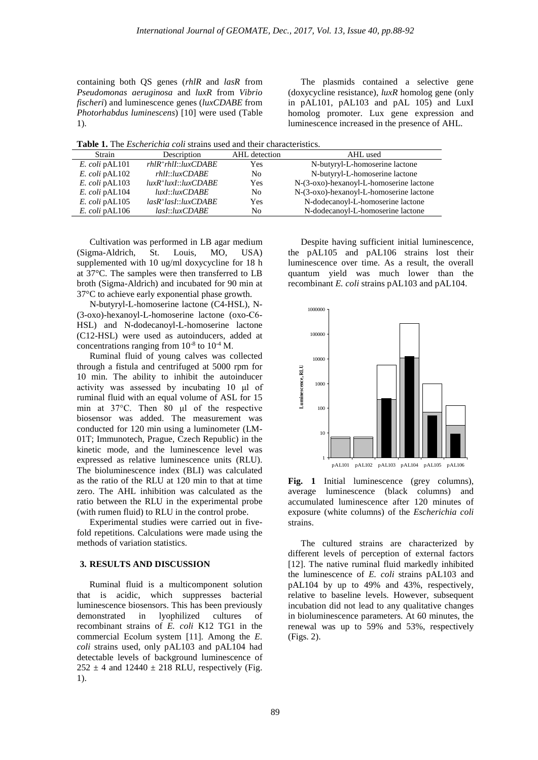containing both QS genes (*rhlR* and *lasR* from *Pseudomonas aeruginosa* and *luxR* from *Vibrio fischeri*) and luminescence genes (*luxCDABE* from *Photorhabdus luminescens*) [10] were used (Table 1).

The plasmids contained a selective gene (doxycycline resistance), *luxR* homolog gene (only in pAL101, pAL103 and pAL 105) and LuxI homolog promoter. Lux gene expression and luminescence increased in the presence of AHL.

**Table 1.** The *Escherichia coli* strains used and their characteristics.

| Strain | Description | AHL detection | AHL used |
|---|---|---|---|
| *E. coli* pAL101 | *rhlR*+*rhlI*::*luxCDABE* | Yes | N-butyryl-L-homoserine lactone |
| *E. coli* pAL102 | *rhlI*::*luxCDABE* | No | N-butyryl-L-homoserine lactone |
| *E. coli* pAL103 | *luxR*+*luxI*::*luxCDABE* | Yes | N-(3-oxo)-hexanoyl-L-homoserine lactone |
| *E. coli* pAL104 | *luxI*::*luxCDABE* | No | N-(3-oxo)-hexanoyl-L-homoserine lactone |
| *E. coli* pAL105 | *lasR*+*lasI*::*luxCDABE* | Yes | N-dodecanoyl-L-homoserine lactone |
| *E. coli* pAL106 | *lasI*::*luxCDABE* | No | N-dodecanoyl-L-homoserine lactone |

Cultivation was performed in LB agar medium (Sigma-Aldrich, St. Louis, MO, USA) supplemented with 10 ug/ml doxycycline for 18 h at 37°C. The samples were then transferred to LB broth (Sigma-Aldrich) and incubated for 90 min at 37°C to achieve early exponential phase growth.

N-butyryl-L-homoserine lactone (C4-HSL), N-(3-oxo)-hexanoyl-L-homoserine lactone (oxo-C6-HSL) and N-dodecanoyl-L-homoserine lactone (C12-HSL) were used as autoinducers, added at concentrations ranging from $10^{-8}$ to $10^{-4}$ M.

Ruminal fluid of young calves was collected through a fistula and centrifuged at 5000 rpm for 10 min. The ability to inhibit the autoinducer activity was assessed by incubating 10 μl of ruminal fluid with an equal volume of ASL for 15 min at 37°C. Then 80 μl of the respective biosensor was added. The measurement was conducted for 120 min using a luminometer (LM-01T; Immunotech, Prague, Czech Republic) in the kinetic mode, and the luminescence level was expressed as relative luminescence units (RLU). The bioluminescence index (BLI) was calculated as the ratio of the RLU at 120 min to that at time zero. The AHL inhibition was calculated as the ratio between the RLU in the experimental probe (with rumen fluid) to RLU in the control probe.

Experimental studies were carried out in five-fold repetitions. Calculations were made using the methods of variation statistics.

## 3. RESULTS AND DISCUSSION

Ruminal fluid is a multicomponent solution that is acidic, which suppresses bacterial luminescence biosensors. This has been previously demonstrated in lyophilized cultures of recombinant strains of *E. coli* K12 TG1 in the commercial Ecolum system [11]. Among the *E. coli* strains used, only pAL103 and pAL104 had detectable levels of background luminescence of $252 \pm 4$ and $12440 \pm 218$ RLU, respectively (Fig. 1).

Despite having sufficient initial luminescence, the pAL105 and pAL106 strains lost their luminescence over time. As a result, the overall quantum yield was much lower than the recombinant *E. coli* strains pAL103 and pAL104.

**Fig. 1** Initial luminescence (grey columns), average luminescence (black columns) and accumulated luminescence after 120 minutes of exposure (white columns) of the *Escherichia coli* strains.

The cultured strains are characterized by different levels of perception of external factors [12]. The native ruminal fluid markedly inhibited the luminescence of *E. coli* strains pAL103 and pAL104 by up to 49% and 43%, respectively, relative to baseline levels. However, subsequent incubation did not lead to any qualitative changes in bioluminescence parameters. At 60 minutes, the renewal was up to 59% and 53%, respectively (Figs. 2).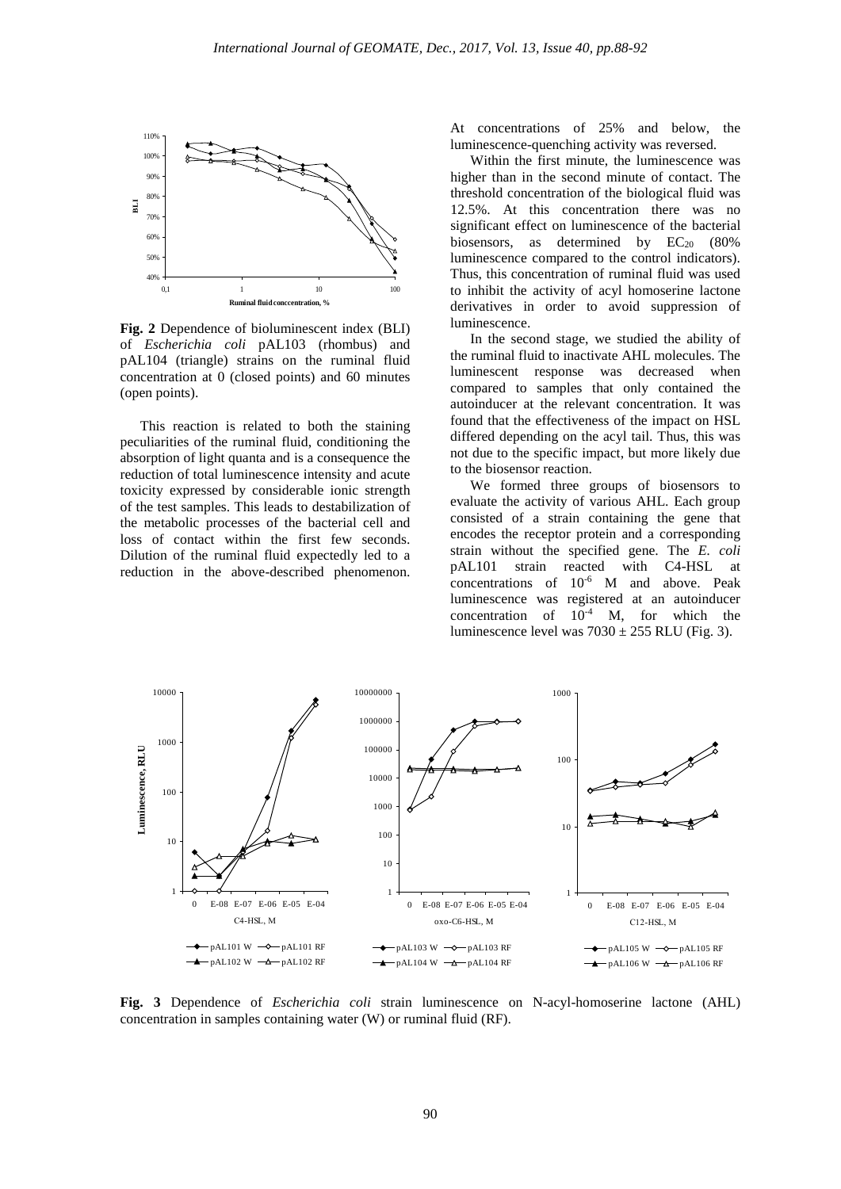**Fig. 2** Dependence of bioluminescent index (BLI) of *Escherichia coli* pAL103 (rhombus) and pAL104 (triangle) strains on the ruminal fluid concentration at 0 (closed points) and 60 minutes (open points).

This reaction is related to both the staining peculiarities of the ruminal fluid, conditioning the absorption of light quanta and is a consequence the reduction of total luminescence intensity and acute toxicity expressed by considerable ionic strength of the test samples. This leads to destabilization of the metabolic processes of the bacterial cell and loss of contact within the first few seconds. Dilution of the ruminal fluid expectedly led to a reduction in the above-described phenomenon. At concentrations of 25% and below, the luminescence-quenching activity was reversed.

Within the first minute, the luminescence was higher than in the second minute of contact. The threshold concentration of the biological fluid was 12.5%. At this concentration there was no significant effect on luminescence of the bacterial biosensors, as determined by $EC_{20}$ (80% luminescence compared to the control indicators). Thus, this concentration of ruminal fluid was used to inhibit the activity of acyl homoserine lactone derivatives in order to avoid suppression of luminescence.

In the second stage, we studied the ability of the ruminal fluid to inactivate AHL molecules. The luminescent response was decreased when compared to samples that only contained the autoinducer at the relevant concentration. It was found that the effectiveness of the impact on HSL differed depending on the acyl tail. Thus, this was not due to the specific impact, but more likely due to the biosensor reaction.

We formed three groups of biosensors to evaluate the activity of various AHL. Each group consisted of a strain containing the gene that encodes the receptor protein and a corresponding strain without the specified gene. The *E. coli* pAL101 strain reacted with C4-HSL at concentrations of $10^{-6}$ M and above. Peak luminescence was registered at an autoinducer concentration of $10^{-4}$ M, for which the luminescence level was 7030 ± 255 RLU (Fig. 3).

**Fig. 3** Dependence of *Escherichia coli* strain luminescence on N-acyl-homoserine lactone (AHL) concentration in samples containing water (W) or ruminal fluid (RF).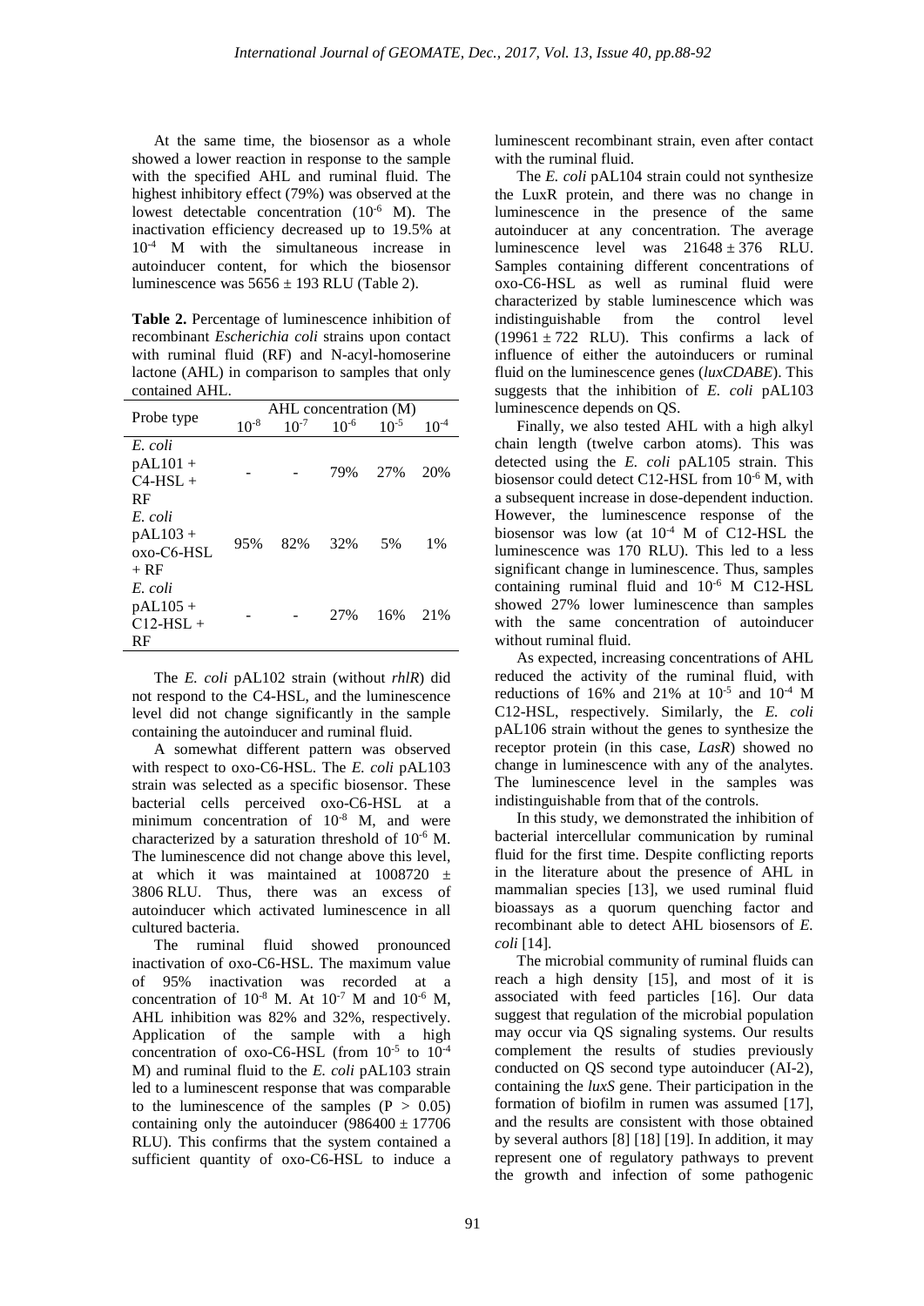At the same time, the biosensor as a whole showed a lower reaction in response to the sample with the specified AHL and ruminal fluid. The highest inhibitory effect (79%) was observed at the lowest detectable concentration ($10^{-6}$ M). The inactivation efficiency decreased up to 19.5% at $10^{-4}$ M with the simultaneous increase in autoinducer content, for which the biosensor luminescence was 5656 ± 193 RLU (Table 2).

**Table 2.** Percentage of luminescence inhibition of recombinant *Escherichia coli* strains upon contact with ruminal fluid (RF) and N-acyl-homoserine lactone (AHL) in comparison to samples that only contained AHL.

| Probe type | AHL concentration (M) | | | | |
|---|---|---|---|---|---|
| | $10^{-8}$ | $10^{-7}$ | $10^{-6}$ | $10^{-5}$ | $10^{-4}$ |
| *E. coli* pAL101 + C4-HSL + RF | - | - | 79% | 27% | 20% |
| *E. coli* pAL103 + oxo-C6-HSL + RF | 95% | 82% | 32% | 5% | 1% |
| *E. coli* pAL105 + C12-HSL + RF | - | - | 27% | 16% | 21% |

The *E. coli* pAL102 strain (without *rhlR*) did not respond to the C4-HSL, and the luminescence level did not change significantly in the sample containing the autoinducer and ruminal fluid.

A somewhat different pattern was observed with respect to oxo-C6-HSL. The *E. coli* pAL103 strain was selected as a specific biosensor. These bacterial cells perceived oxo-C6-HSL at a minimum concentration of $10^{-8}$ M, and were characterized by a saturation threshold of $10^{-6}$ M. The luminescence did not change above this level, at which it was maintained at 1008720 ± 3806 RLU. Thus, there was an excess of autoinducer which activated luminescence in all cultured bacteria.

The ruminal fluid showed pronounced inactivation of oxo-C6-HSL. The maximum value of 95% inactivation was recorded at a concentration of $10^{-8}$ M. At $10^{-7}$ M and $10^{-6}$ M, AHL inhibition was 82% and 32%, respectively. Application of the sample with a high concentration of oxo-C6-HSL (from $10^{-5}$ to $10^{-4}$ M) and ruminal fluid to the *E. coli* pAL103 strain led to a luminescent response that was comparable to the luminescence of the samples ($P > 0.05$) containing only the autoinducer (986400 ± 17706 RLU). This confirms that the system contained a sufficient quantity of oxo-C6-HSL to induce a luminescent recombinant strain, even after contact with the ruminal fluid.

The *E. coli* pAL104 strain could not synthesize the LuxR protein, and there was no change in luminescence in the presence of the same autoinducer at any concentration. The average luminescence level was 21648 ± 376 RLU. Samples containing different concentrations of oxo-C6-HSL as well as ruminal fluid were characterized by stable luminescence which was indistinguishable from the control level (19961 ± 722 RLU). This confirms a lack of influence of either the autoinducers or ruminal fluid on the luminescence genes (*luxCDABE*). This suggests that the inhibition of *E. coli* pAL103 luminescence depends on QS.

Finally, we also tested AHL with a high alkyl chain length (twelve carbon atoms). This was detected using the *E. coli* pAL105 strain. This biosensor could detect C12-HSL from $10^{-6}$ M, with a subsequent increase in dose-dependent induction. However, the luminescence response of the biosensor was low (at $10^{-4}$ M of C12-HSL the luminescence was 170 RLU). This led to a less significant change in luminescence. Thus, samples containing ruminal fluid and $10^{-6}$ M C12-HSL showed 27% lower luminescence than samples with the same concentration of autoinducer without ruminal fluid.

As expected, increasing concentrations of AHL reduced the activity of the ruminal fluid, with reductions of 16% and 21% at $10^{-5}$ and $10^{-4}$ M C12-HSL, respectively. Similarly, the *E. coli* pAL106 strain without the genes to synthesize the receptor protein (in this case, *LasR*) showed no change in luminescence with any of the analytes. The luminescence level in the samples was indistinguishable from that of the controls.

In this study, we demonstrated the inhibition of bacterial intercellular communication by ruminal fluid for the first time. Despite conflicting reports in the literature about the presence of AHL in mammalian species [13], we used ruminal fluid bioassays as a quorum quenching factor and recombinant able to detect AHL biosensors of *E. coli* [14].

The microbial community of ruminal fluids can reach a high density [15], and most of it is associated with feed particles [16]. Our data suggest that regulation of the microbial population may occur via QS signaling systems. Our results complement the results of studies previously conducted on QS second type autoinducer (AI-2), containing the *luxS* gene. Their participation in the formation of biofilm in rumen was assumed [17], and the results are consistent with those obtained by several authors [8] [18] [19]. In addition, it may represent one of regulatory pathways to prevent the growth and infection of some pathogenic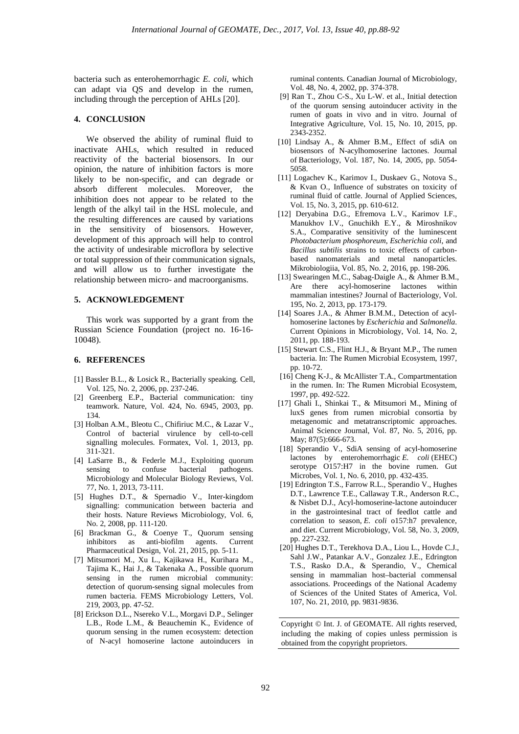bacteria such as enterohemorrhagic *E. coli*, which can adapt via QS and develop in the rumen, including through the perception of AHLs [20].

## 4. CONCLUSION

We observed the ability of ruminal fluid to inactivate AHLs, which resulted in reduced reactivity of the bacterial biosensors. In our opinion, the nature of inhibition factors is more likely to be non-specific, and can degrade or absorb different molecules. Moreover, the inhibition does not appear to be related to the length of the alkyl tail in the HSL molecule, and the resulting differences are caused by variations in the sensitivity of biosensors. However, development of this approach will help to control the activity of undesirable microflora by selective or total suppression of their communication signals, and will allow us to further investigate the relationship between micro- and macroorganisms.

## 5. ACKNOWLEDGEMENT

This work was supported by a grant from the Russian Science Foundation (project no. 16-16-10048).

## 6. REFERENCES

[1] Bassler B.L., & Losick R., Bacterially speaking. Cell, Vol. 125, No. 2, 2006, pp. 237-246.

[2] Greenberg E.P., Bacterial communication: tiny teamwork. Nature, Vol. 424, No. 6945, 2003, pp. 134.

[3] Holban A.M., Bleotu C., Chifiriuc M.C., & Lazar V., Control of bacterial virulence by cell-to-cell signalling molecules. Formatex, Vol. 1, 2013, pp. 311-321.

[4] LaSarre B., & Federle M.J., Exploiting quorum sensing to confuse bacterial pathogens. Microbiology and Molecular Biology Reviews, Vol. 77, No. 1, 2013, 73-111.

[5] Hughes D.T., & Spernadio V., Inter-kingdom signalling: communication between bacteria and their hosts. Nature Reviews Microbiology, Vol. 6, No. 2, 2008, pp. 111-120.

[6] Brackman G., & Coenye T., Quorum sensing inhibitors as anti-biofilm agents. Current Pharmaceutical Design, Vol. 21, 2015, pp. 5-11.

[7] Mitsumori M., Xu L., Kajikawa H., Kurihara M., Tajima K., Hai J., & Takenaka A., Possible quorum sensing in the rumen microbial community: detection of quorum-sensing signal molecules from rumen bacteria. FEMS Microbiology Letters, Vol. 219, 2003, pp. 47-52.

[8] Erickson D.L., Nsereko V.L., Morgavi D.P., Selinger L.B., Rode L.M., & Beauchemin K., Evidence of quorum sensing in the rumen ecosystem: detection of N-acyl homoserine lactone autoinducers in ruminal contents. Canadian Journal of Microbiology, Vol. 48, No. 4, 2002, pp. 374-378.

[9] Ran T., Zhou C-S., Xu L-W. et al., Initial detection of the quorum sensing autoinducer activity in the rumen of goats in vivo and in vitro. Journal of Integrative Agriculture, Vol. 15, No. 10, 2015, pp. 2343-2352.

[10] Lindsay A., & Ahmer B.M., Effect of sdiA on biosensors of N-acylhomoserine lactones. Journal of Bacteriology, Vol. 187, No. 14, 2005, pp. 5054-5058.

[11] Logachev K., Karimov I., Duskaev G., Notova S., & Kvan O., Influence of substrates on toxicity of ruminal fluid of cattle. Journal of Applied Sciences, Vol. 15, No. 3, 2015, pp. 610-612.

[12] Deryabina D.G., Efremova L.V., Karimov I.F., Manukhov I.V., Gnuchikh E.Y., & Miroshnikov S.A., Comparative sensitivity of the luminescent *Photobacterium phosphoreum*, *Escherichia coli*, and *Bacillus subtilis* strains to toxic effects of carbon-based nanomaterials and metal nanoparticles. Mikrobiologiia, Vol. 85, No. 2, 2016, pp. 198-206.

[13] Swearingen M.C., Sabag-Daigle A., & Ahmer B.M., Are there acyl-homoserine lactones within mammalian intestines? Journal of Bacteriology, Vol. 195, No. 2, 2013, pp. 173-179.

[14] Soares J.A., & Ahmer B.M.M., Detection of acyl-homoserine lactones by *Escherichia* and *Salmonella*. Current Opinions in Microbiology, Vol. 14, No. 2, 2011, pp. 188-193.

[15] Stewart C.S., Flint H.J., & Bryant M.P., The rumen bacteria. In: The Rumen Microbial Ecosystem, 1997, pp. 10-72.

[16] Cheng K-J., & McAllister T.A., Compartmentation in the rumen. In: The Rumen Microbial Ecosystem, 1997, pp. 492-522.

[17] Ghali I., Shinkai T., & Mitsumori M., Mining of luxS genes from rumen microbial consortia by metagenomic and metatranscriptomic approaches. Animal Science Journal, Vol. 87, No. 5, 2016, pp. May; 87(5):666-673.

[18] Sperandio V., SdiA sensing of acyl-homoserine lactones by enterohemorrhagic *E. coli* (EHEC) serotype O157:H7 in the bovine rumen. Gut Microbes, Vol. 1, No. 6, 2010, pp. 432-435.

[19] Edrington T.S., Farrow R.L., Sperandio V., Hughes D.T., Lawrence T.E., Callaway T.R., Anderson R.C., & Nisbet D.J., Acyl-homoserine-lactone autoinducer in the gastrointesinal tract of feedlot cattle and correlation to season, *E. coli* o157:h7 prevalence, and diet. Current Microbiology, Vol. 58, No. 3, 2009, pp. 227-232.

[20] Hughes D.T., Terekhova D.A., Liou L., Hovde C.J., Sahl J.W., Patankar A.V., Gonzalez J.E., Edrington T.S., Rasko D.A., & Sperandio, V., Chemical sensing in mammalian host–bacterial commensal associations. Proceedings of the National Academy of Sciences of the United States of America, Vol. 107, No. 21, 2010, pp. 9831-9836.

---

Copyright © Int. J. of GEOMATE. All rights reserved, including the making of copies unless permission is obtained from the copyright proprietors.